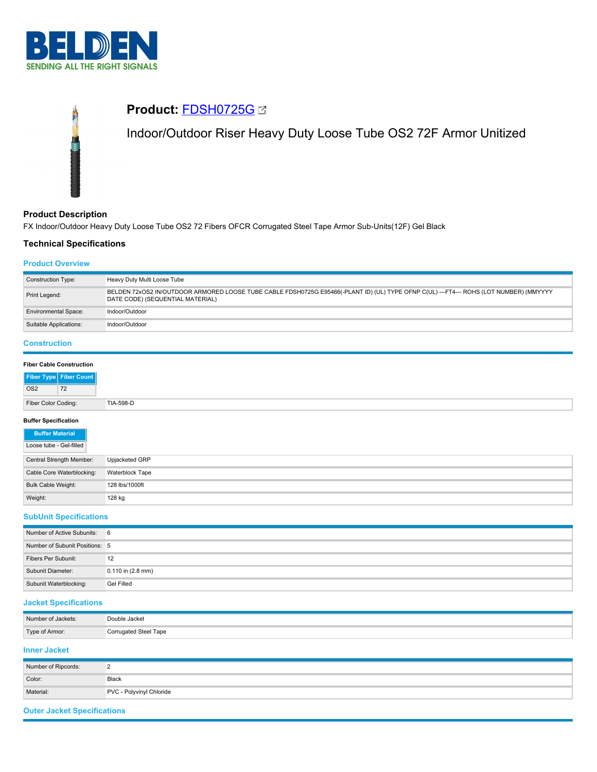# Product: FDSH0725G

Indoor/Outdoor Riser Heavy Duty Loose Tube OS2 72F Armor Unitized

## Product Description

FX Indoor/Outdoor Heavy Duty Loose Tube OS2 72 Fibers OFCR Corrugated Steel Tape Armor Sub-Units(12F) Gel Black

## Technical Specifications

### Product Overview

| | |
|---|---|
| Construction Type: | Heavy Duty Multi Loose Tube |
| Print Legend: | BELDEN 72xOS2 IN/OUTDOOR ARMORED LOOSE TUBE CABLE FDSH0725G E95466(-PLANT ID) (UL) TYPE OFNP C(UL) ---FT4--- ROHS (LOT NUMBER) (MMYYYY DATE CODE) (SEQUENTIAL MATERIAL) |
| Environmental Space: | Indoor/Outdoor |
| Suitable Applications: | Indoor/Outdoor |

### Construction

**Fiber Cable Construction**

| Fiber Type | Fiber Count |
|---|---|
| OS2 | 72 |

| | |
|---|---|
| Fiber Color Coding: | TIA-598-D |

**Buffer Specification**

| Buffer Material |
|---|
| Loose tube - Gel-filled |

| | |
|---|---|
| Central Strength Member: | Upjacketed GRP |
| Cable Core Waterblocking: | Waterblock Tape |
| Bulk Cable Weight: | 128 lbs/1000ft |
| Weight: | 128 kg |

### SubUnit Specifications

| | |
|---|---|
| Number of Active Subunits: | 6 |
| Number of Subunit Positions: | 5 |
| Fibers Per Subunit: | 12 |
| Subunit Diameter: | 0.110 in (2.8 mm) |
| Subunit Waterblocking: | Gel Filled |

### Jacket Specifications

| | |
|---|---|
| Number of Jackets: | Double Jacket |
| Type of Armor: | Corrugated Steel Tape |

### Inner Jacket

| | |
|---|---|
| Number of Ripcords: | 2 |
| Color: | Black |
| Material: | PVC - Polyvinyl Chloride |

### Outer Jacket Specifications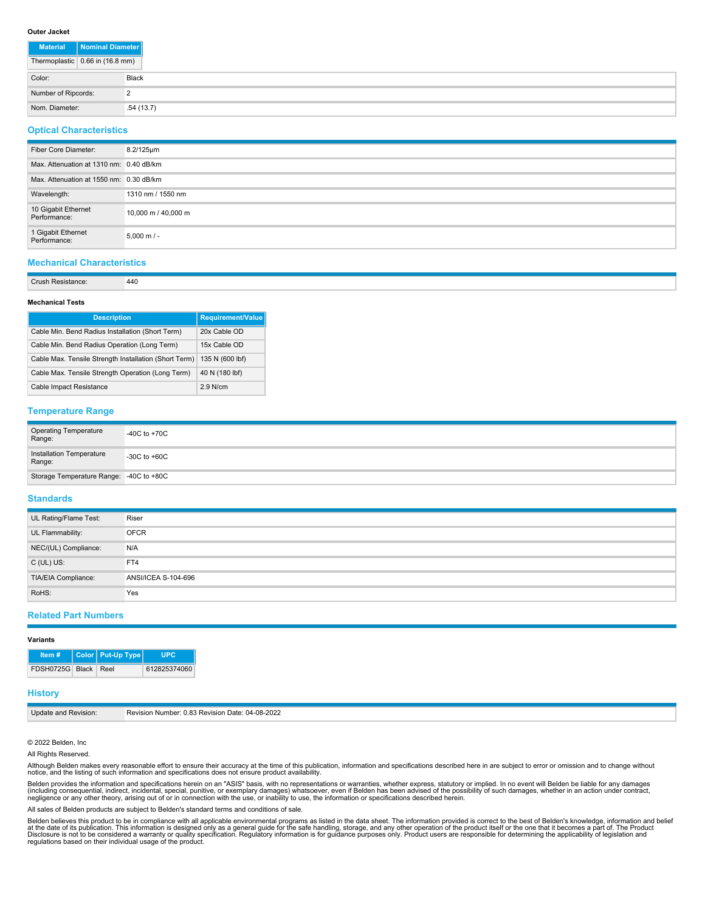**Outer Jacket**

| Material | Nominal Diameter |
|---|---|
| Thermoplastic | 0.66 in (16.8 mm) |

| | |
|---|---|
| Color: | Black |
| Number of Ripcords: | 2 |
| Nom. Diameter: | .54 (13.7) |

## Optical Characteristics

| | |
|---|---|
| Fiber Core Diameter: | 8.2/125µm |
| Max. Attenuation at 1310 nm: | 0.40 dB/km |
| Max. Attenuation at 1550 nm: | 0.30 dB/km |
| Wavelength: | 1310 nm / 1550 nm |
| 10 Gigabit Ethernet Performance: | 10,000 m / 40,000 m |
| 1 Gigabit Ethernet Performance: | 5,000 m / - |

## Mechanical Characteristics

| | |
|---|---|
| Crush Resistance: | 440 |

**Mechanical Tests**

| Description | Requirement/Value |
|---|---|
| Cable Min. Bend Radius Installation (Short Term) | 20x Cable OD |
| Cable Min. Bend Radius Operation (Long Term) | 15x Cable OD |
| Cable Max. Tensile Strength Installation (Short Term) | 135 N (600 lbf) |
| Cable Max. Tensile Strength Operation (Long Term) | 40 N (180 lbf) |
| Cable Impact Resistance | 2.9 N/cm |

## Temperature Range

| | |
|---|---|
| Operating Temperature Range: | -40C to +70C |
| Installation Temperature Range: | -30C to +60C |
| Storage Temperature Range: | -40C to +80C |

## Standards

| | |
|---|---|
| UL Rating/Flame Test: | Riser |
| UL Flammability: | OFCR |
| NEC/(UL) Compliance: | N/A |
| C (UL) US: | FT4 |
| TIA/EIA Compliance: | ANSI/ICEA S-104-696 |
| RoHS: | Yes |

## Related Part Numbers

**Variants**

| Item # | Color | Put-Up Type | UPC |
|---|---|---|---|
| FDSH0725G | Black | Reel | 612825374060 |

## History

| | |
|---|---|
| Update and Revision: | Revision Number: 0.83 Revision Date: 04-08-2022 |

© 2022 Belden, Inc

All Rights Reserved.

Although Belden makes every reasonable effort to ensure their accuracy at the time of this publication, information and specifications described here in are subject to error or omission and to change without notice, and the listing of such information and specifications does not ensure product availability.

Belden provides the information and specifications herein on an "ASIS" basis, with no representations or warranties, whether express, statutory or implied. In no event will Belden be liable for any damages (including consequential, indirect, incidental, special, punitive, or exemplary damages) whatsoever, even if Belden has been advised of the possibility of such damages, whether in an action under contract, negligence or any other theory, arising out of or in connection with the use, or inability to use, the information or specifications described herein.

All sales of Belden products are subject to Belden's standard terms and conditions of sale.

Belden believes this product to be in compliance with all applicable environmental programs as listed in the data sheet. The information provided is correct to the best of Belden's knowledge, information and belief at the date of its publication. This information is designed only as a general guide for the safe handling, storage, and any other operation of the product itself or the one that it becomes a part of. The Product Disclosure is not to be considered a warranty or quality specification. Regulatory information is for guidance purposes only. Product users are responsible for determining the applicability of legislation and regulations based on their individual usage of the product.